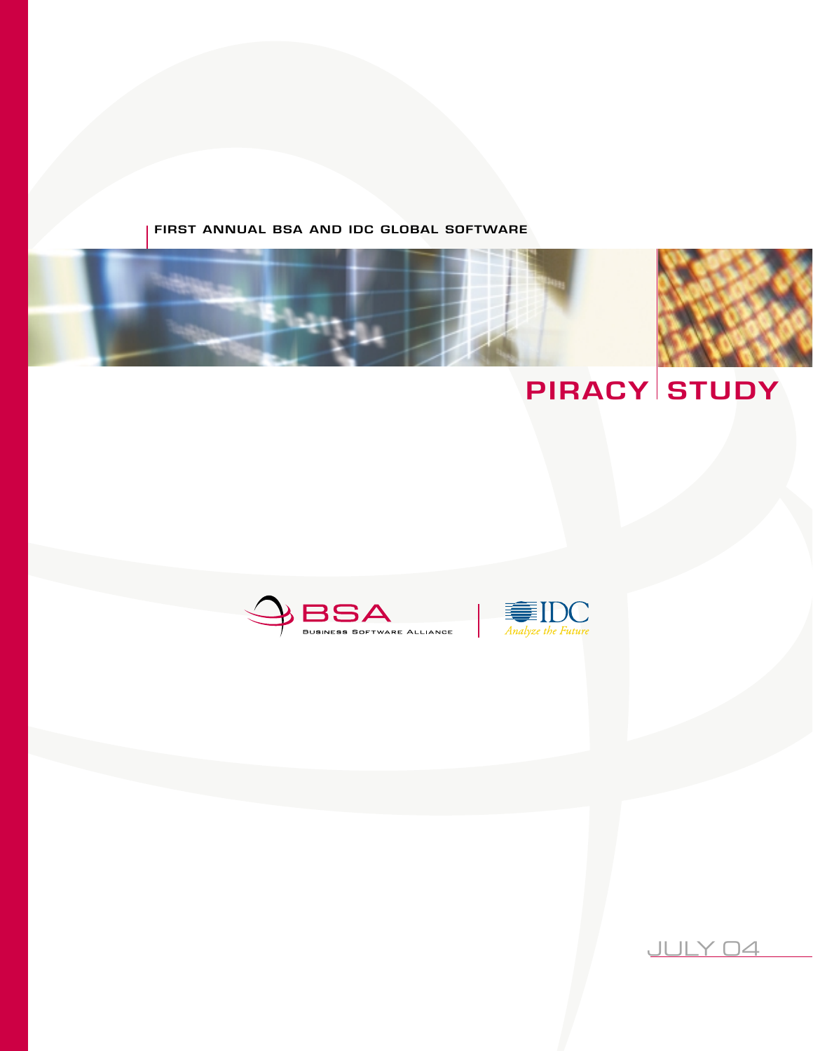FIRST ANNUAL BSA AND IDC GLOBAL SOFTWARE

# PIRACY STUDY

BSA Business Software Alliance

IDC Analyze the Future

JULY 04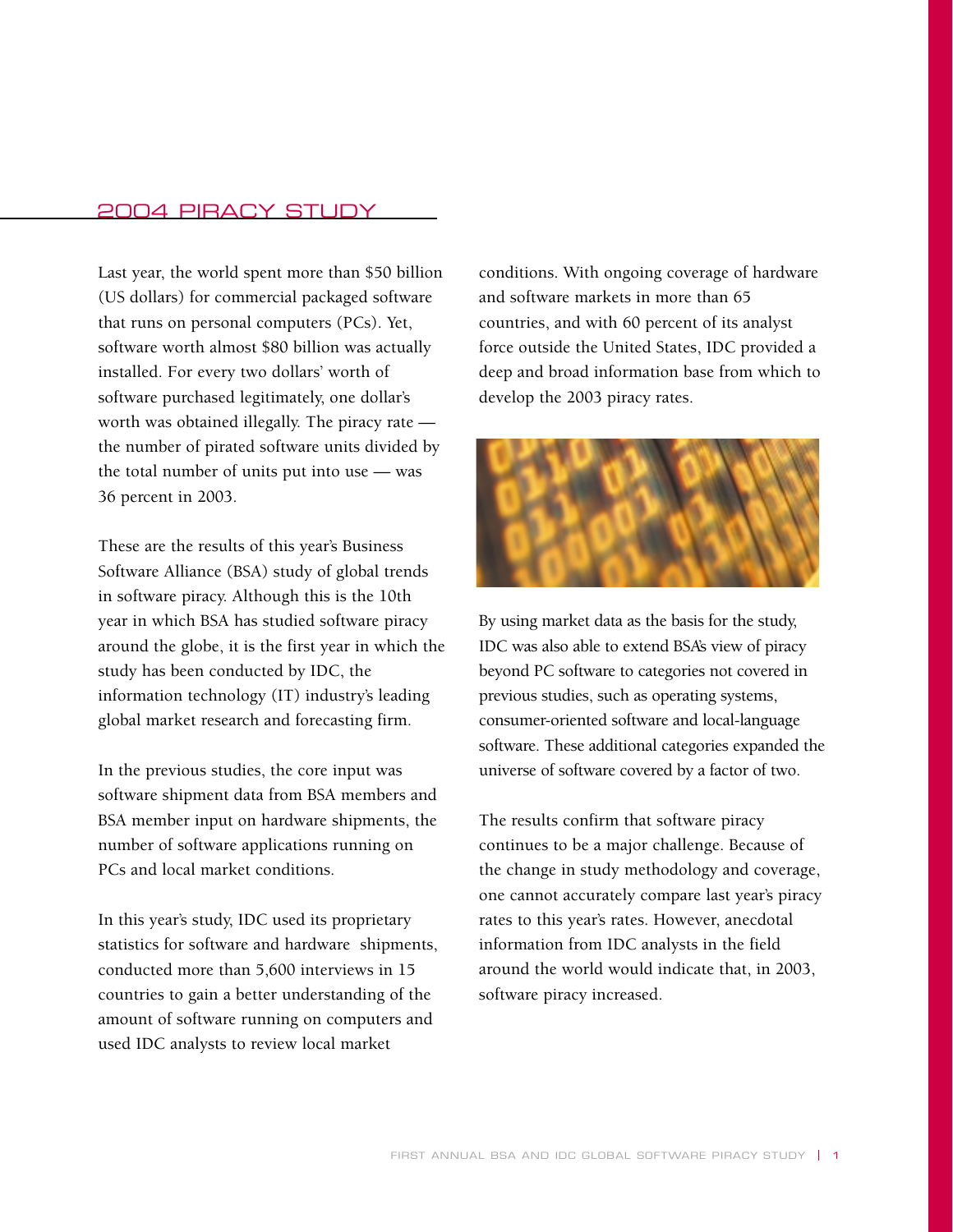## 2004 PIRACY STUDY

Last year, the world spent more than $50 billion (US dollars) for commercial packaged software that runs on personal computers (PCs). Yet, software worth almost $80 billion was actually installed. For every two dollars' worth of software purchased legitimately, one dollar's worth was obtained illegally. The piracy rate — the number of pirated software units divided by the total number of units put into use — was 36 percent in 2003.

These are the results of this year's Business Software Alliance (BSA) study of global trends in software piracy. Although this is the 10th year in which BSA has studied software piracy around the globe, it is the first year in which the study has been conducted by IDC, the information technology (IT) industry's leading global market research and forecasting firm.

In the previous studies, the core input was software shipment data from BSA members and BSA member input on hardware shipments, the number of software applications running on PCs and local market conditions.

In this year's study, IDC used its proprietary statistics for software and hardware shipments, conducted more than 5,600 interviews in 15 countries to gain a better understanding of the amount of software running on computers and used IDC analysts to review local market conditions. With ongoing coverage of hardware and software markets in more than 65 countries, and with 60 percent of its analyst force outside the United States, IDC provided a deep and broad information base from which to develop the 2003 piracy rates.

By using market data as the basis for the study, IDC was also able to extend BSA's view of piracy beyond PC software to categories not covered in previous studies, such as operating systems, consumer-oriented software and local-language software. These additional categories expanded the universe of software covered by a factor of two.

The results confirm that software piracy continues to be a major challenge. Because of the change in study methodology and coverage, one cannot accurately compare last year's piracy rates to this year's rates. However, anecdotal information from IDC analysts in the field around the world would indicate that, in 2003, software piracy increased.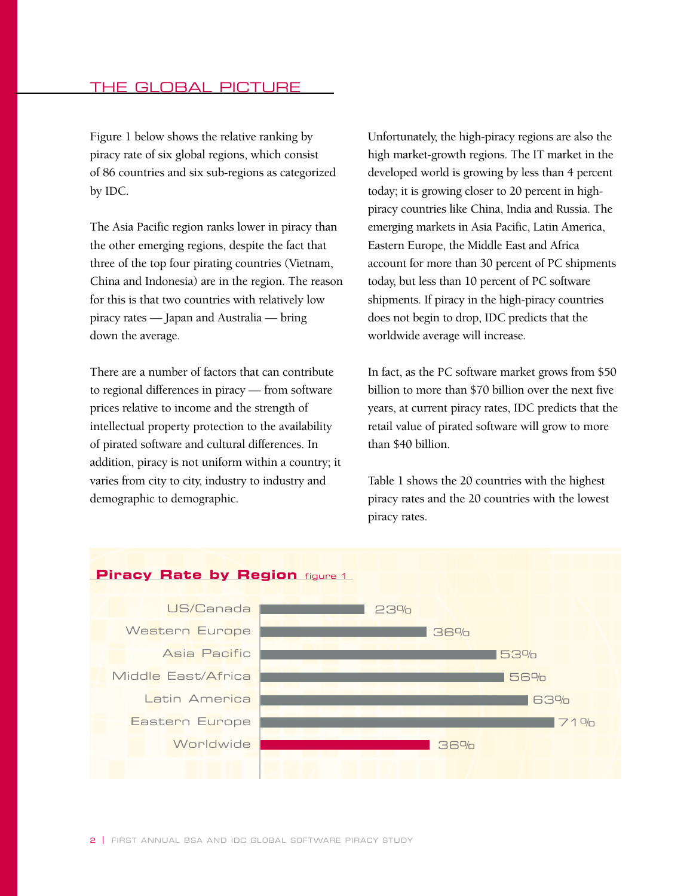# THE GLOBAL PICTURE

Figure 1 below shows the relative ranking by piracy rate of six global regions, which consist of 86 countries and six sub-regions as categorized by IDC.

The Asia Pacific region ranks lower in piracy than the other emerging regions, despite the fact that three of the top four pirating countries (Vietnam, China and Indonesia) are in the region. The reason for this is that two countries with relatively low piracy rates — Japan and Australia — bring down the average.

There are a number of factors that can contribute to regional differences in piracy — from software prices relative to income and the strength of intellectual property protection to the availability of pirated software and cultural differences. In addition, piracy is not uniform within a country; it varies from city to city, industry to industry and demographic to demographic.

Unfortunately, the high-piracy regions are also the high market-growth regions. The IT market in the developed world is growing by less than 4 percent today; it is growing closer to 20 percent in high-piracy countries like China, India and Russia. The emerging markets in Asia Pacific, Latin America, Eastern Europe, the Middle East and Africa account for more than 30 percent of PC shipments today, but less than 10 percent of PC software shipments. If piracy in the high-piracy countries does not begin to drop, IDC predicts that the worldwide average will increase.

In fact, as the PC software market grows from $50 billion to more than $70 billion over the next five years, at current piracy rates, IDC predicts that the retail value of pirated software will grow to more than $40 billion.

Table 1 shows the 20 countries with the highest piracy rates and the 20 countries with the lowest piracy rates.

## Piracy Rate by Region figure 1

| Region | Piracy Rate |
|---|---|
| US/Canada | 23% |
| Western Europe | 36% |
| Asia Pacific | 53% |
| Middle East/Africa | 56% |
| Latin America | 63% |
| Eastern Europe | 71% |
| Worldwide | 36% |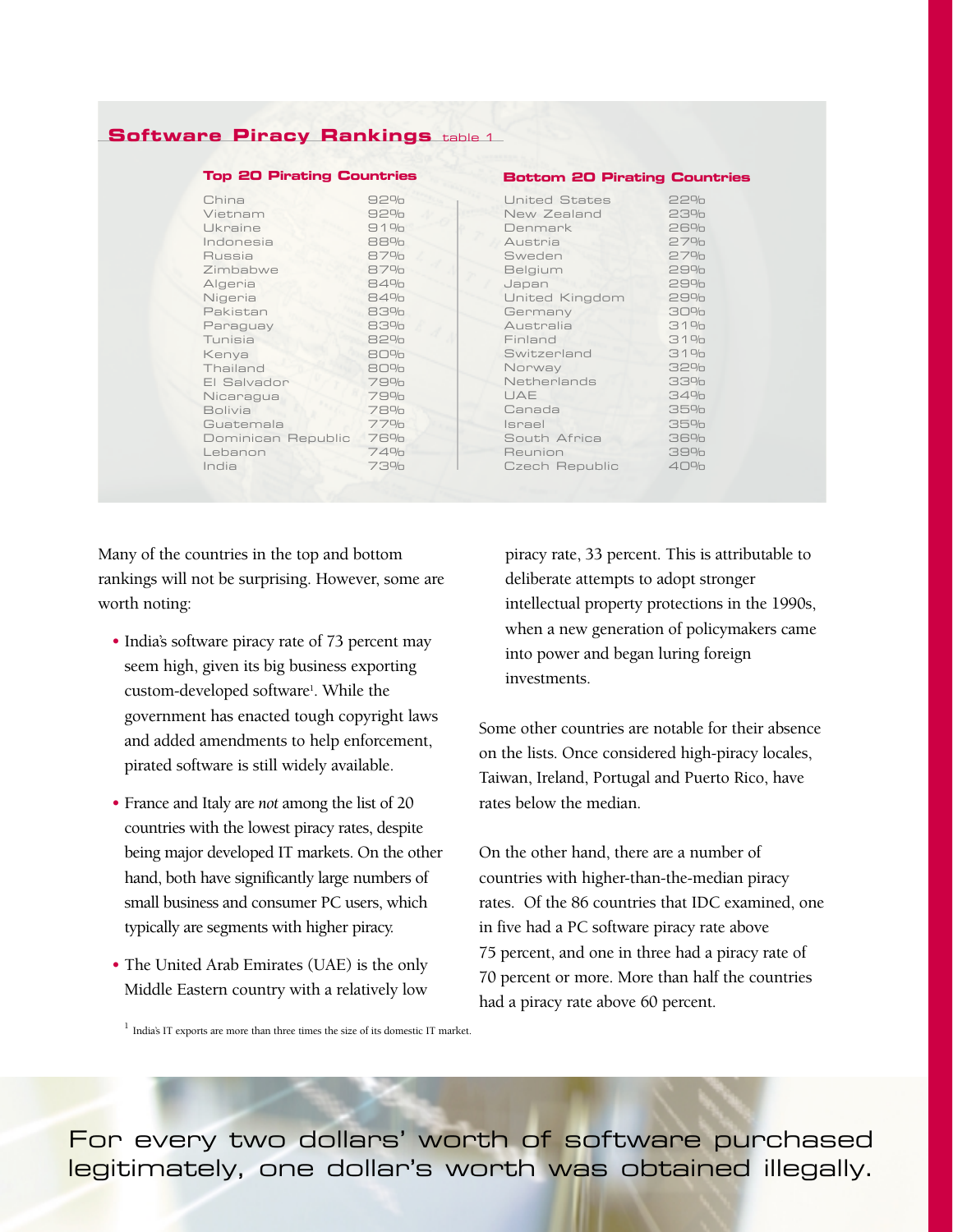## Software Piracy Rankings table 1

| Top 20 Pirating Countries | | Bottom 20 Pirating Countries | |
|---|---|---|---|
| China | 92% | United States | 22% |
| Vietnam | 92% | New Zealand | 23% |
| Ukraine | 91% | Denmark | 26% |
| Indonesia | 88% | Austria | 27% |
| Russia | 87% | Sweden | 27% |
| Zimbabwe | 87% | Belgium | 29% |
| Algeria | 84% | Japan | 29% |
| Nigeria | 84% | United Kingdom | 29% |
| Pakistan | 83% | Germany | 30% |
| Paraguay | 83% | Australia | 31% |
| Tunisia | 82% | Finland | 31% |
| Kenya | 80% | Switzerland | 31% |
| Thailand | 80% | Norway | 32% |
| El Salvador | 79% | Netherlands | 33% |
| Nicaragua | 79% | UAE | 34% |
| Bolivia | 78% | Canada | 35% |
| Guatemala | 77% | Israel | 35% |
| Dominican Republic | 76% | South Africa | 36% |
| Lebanon | 74% | Reunion | 39% |
| India | 73% | Czech Republic | 40% |

Many of the countries in the top and bottom rankings will not be surprising. However, some are worth noting:

- India's software piracy rate of 73 percent may seem high, given its big business exporting custom-developed software[1]. While the government has enacted tough copyright laws and added amendments to help enforcement, pirated software is still widely available.
- France and Italy are *not* among the list of 20 countries with the lowest piracy rates, despite being major developed IT markets. On the other hand, both have significantly large numbers of small business and consumer PC users, which typically are segments with higher piracy.
- The United Arab Emirates (UAE) is the only Middle Eastern country with a relatively low piracy rate, 33 percent. This is attributable to deliberate attempts to adopt stronger intellectual property protections in the 1990s, when a new generation of policymakers came into power and began luring foreign investments.

Some other countries are notable for their absence on the lists. Once considered high-piracy locales, Taiwan, Ireland, Portugal and Puerto Rico, have rates below the median.

On the other hand, there are a number of countries with higher-than-the-median piracy rates. Of the 86 countries that IDC examined, one in five had a PC software piracy rate above 75 percent, and one in three had a piracy rate of 70 percent or more. More than half the countries had a piracy rate above 60 percent.

[1] India's IT exports are more than three times the size of its domestic IT market.

For every two dollars' worth of software purchased legitimately, one dollar's worth was obtained illegally.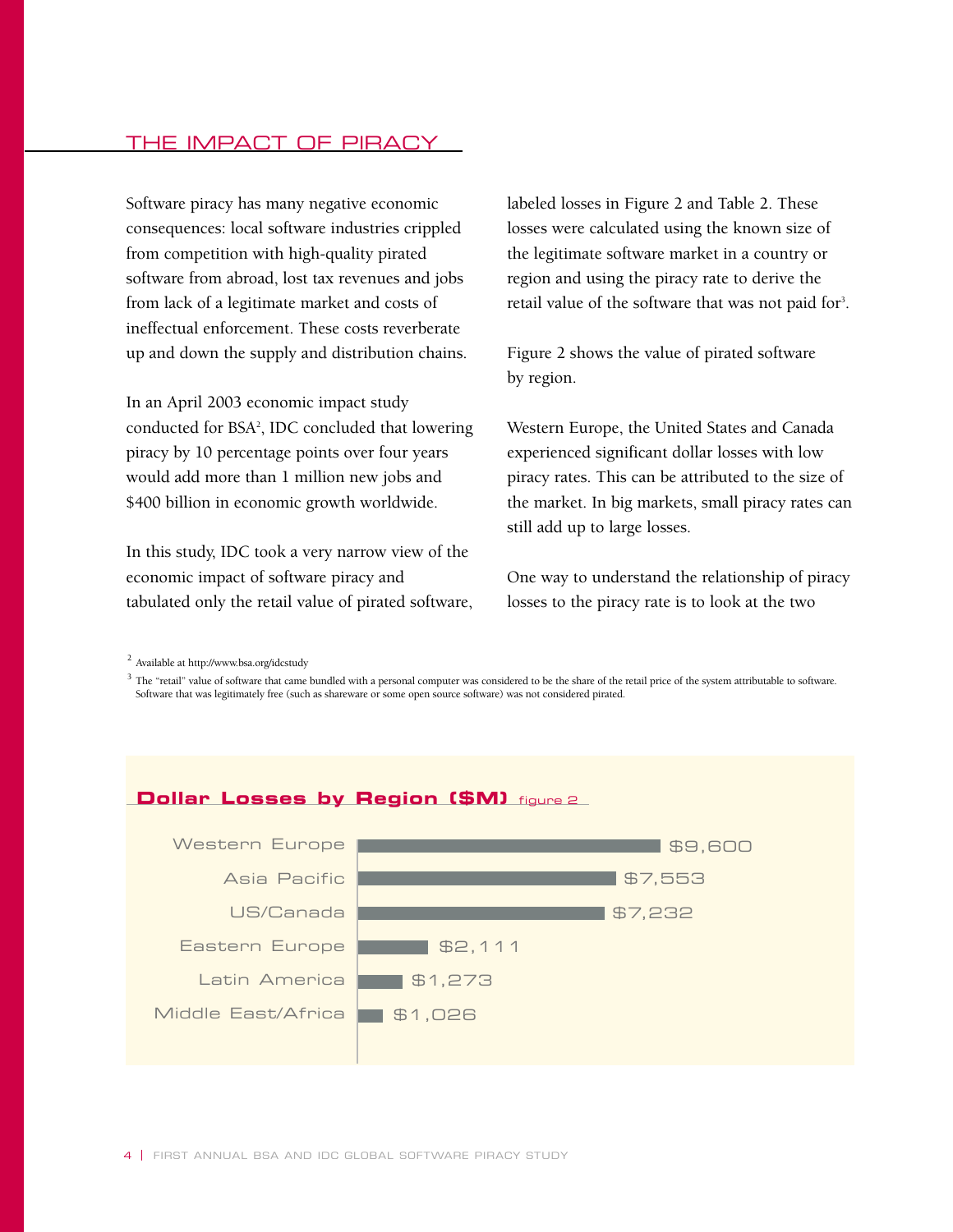## THE IMPACT OF PIRACY

Software piracy has many negative economic consequences: local software industries crippled from competition with high-quality pirated software from abroad, lost tax revenues and jobs from lack of a legitimate market and costs of ineffectual enforcement. These costs reverberate up and down the supply and distribution chains.

In an April 2003 economic impact study conducted for BSA[2], IDC concluded that lowering piracy by 10 percentage points over four years would add more than 1 million new jobs and $400 billion in economic growth worldwide.

In this study, IDC took a very narrow view of the economic impact of software piracy and tabulated only the retail value of pirated software, labeled losses in Figure 2 and Table 2. These losses were calculated using the known size of the legitimate software market in a country or region and using the piracy rate to derive the retail value of the software that was not paid for[3].

Figure 2 shows the value of pirated software by region.

Western Europe, the United States and Canada experienced significant dollar losses with low piracy rates. This can be attributed to the size of the market. In big markets, small piracy rates can still add up to large losses.

One way to understand the relationship of piracy losses to the piracy rate is to look at the two

[2] Available at http://www.bsa.org/idcstudy

[3] The "retail" value of software that came bundled with a personal computer was considered to be the share of the retail price of the system attributable to software. Software that was legitimately free (such as shareware or some open source software) was not considered pirated.

**Dollar Losses by Region ($M)** figure 2

| Region | Losses ($M) |
|---|---|
| Western Europe | $9,600 |
| Asia Pacific | $7,553 |
| US/Canada | $7,232 |
| Eastern Europe | $2,111 |
| Latin America | $1,273 |
| Middle East/Africa | $1,026 |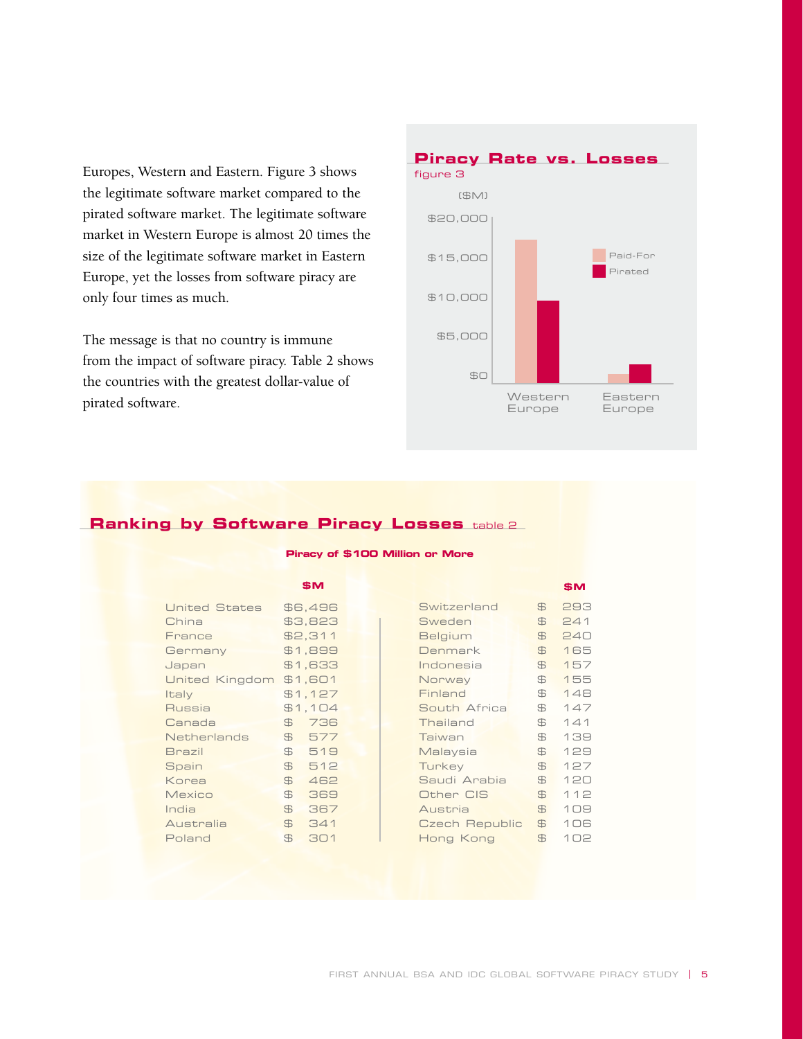Europes, Western and Eastern. Figure 3 shows the legitimate software market compared to the pirated software market. The legitimate software market in Western Europe is almost 20 times the size of the legitimate software market in Eastern Europe, yet the losses from software piracy are only four times as much.

The message is that no country is immune from the impact of software piracy. Table 2 shows the countries with the greatest dollar-value of pirated software.

## Piracy Rate vs. Losses

figure 3

($M)

$20,000
$15,000
$10,000
$5,000
$0

Paid-For
Pirated

Western Europe
Eastern Europe

## Ranking by Software Piracy Losses table 2

**Piracy of $100 Million or More**

| | $M | | $M |
|---|---|---|---|
| United States | $6,496 | Switzerland | $ 293 |
| China | $3,823 | Sweden | $ 241 |
| France | $2,311 | Belgium | $ 240 |
| Germany | $1,899 | Denmark | $ 165 |
| Japan | $1,633 | Indonesia | $ 157 |
| United Kingdom | $1,601 | Norway | $ 155 |
| Italy | $1,127 | Finland | $ 148 |
| Russia | $1,104 | South Africa | $ 147 |
| Canada | $ 736 | Thailand | $ 141 |
| Netherlands | $ 577 | Taiwan | $ 139 |
| Brazil | $ 519 | Malaysia | $ 129 |
| Spain | $ 512 | Turkey | $ 127 |
| Korea | $ 462 | Saudi Arabia | $ 120 |
| Mexico | $ 369 | Other CIS | $ 112 |
| India | $ 367 | Austria | $ 109 |
| Australia | $ 341 | Czech Republic | $ 106 |
| Poland | $ 301 | Hong Kong | $ 102 |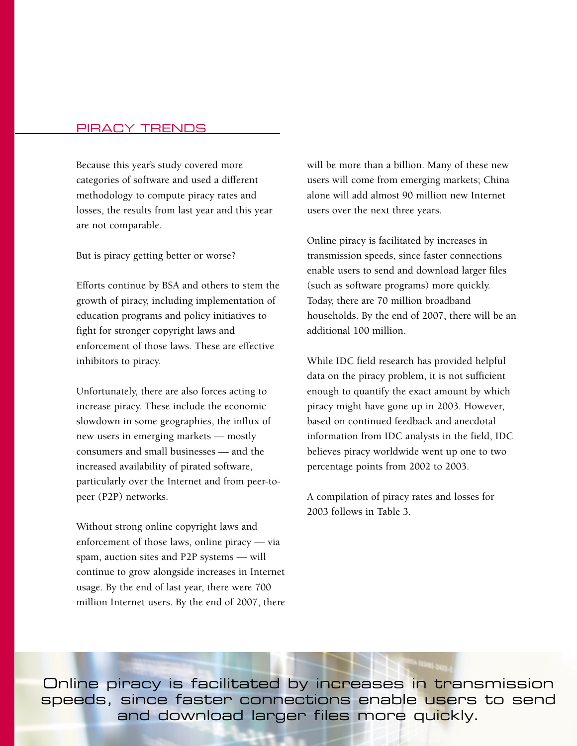## PIRACY TRENDS

Because this year's study covered more categories of software and used a different methodology to compute piracy rates and losses, the results from last year and this year are not comparable.

But is piracy getting better or worse?

Efforts continue by BSA and others to stem the growth of piracy, including implementation of education programs and policy initiatives to fight for stronger copyright laws and enforcement of those laws. These are effective inhibitors to piracy.

Unfortunately, there are also forces acting to increase piracy. These include the economic slowdown in some geographies, the influx of new users in emerging markets — mostly consumers and small businesses — and the increased availability of pirated software, particularly over the Internet and from peer-to-peer (P2P) networks.

Without strong online copyright laws and enforcement of those laws, online piracy — via spam, auction sites and P2P systems — will continue to grow alongside increases in Internet usage. By the end of last year, there were 700 million Internet users. By the end of 2007, there will be more than a billion. Many of these new users will come from emerging markets; China alone will add almost 90 million new Internet users over the next three years.

Online piracy is facilitated by increases in transmission speeds, since faster connections enable users to send and download larger files (such as software programs) more quickly. Today, there are 70 million broadband households. By the end of 2007, there will be an additional 100 million.

While IDC field research has provided helpful data on the piracy problem, it is not sufficient enough to quantify the exact amount by which piracy might have gone up in 2003. However, based on continued feedback and anecdotal information from IDC analysts in the field, IDC believes piracy worldwide went up one to two percentage points from 2002 to 2003.

A compilation of piracy rates and losses for 2003 follows in Table 3.

Online piracy is facilitated by increases in transmission speeds, since faster connections enable users to send and download larger files more quickly.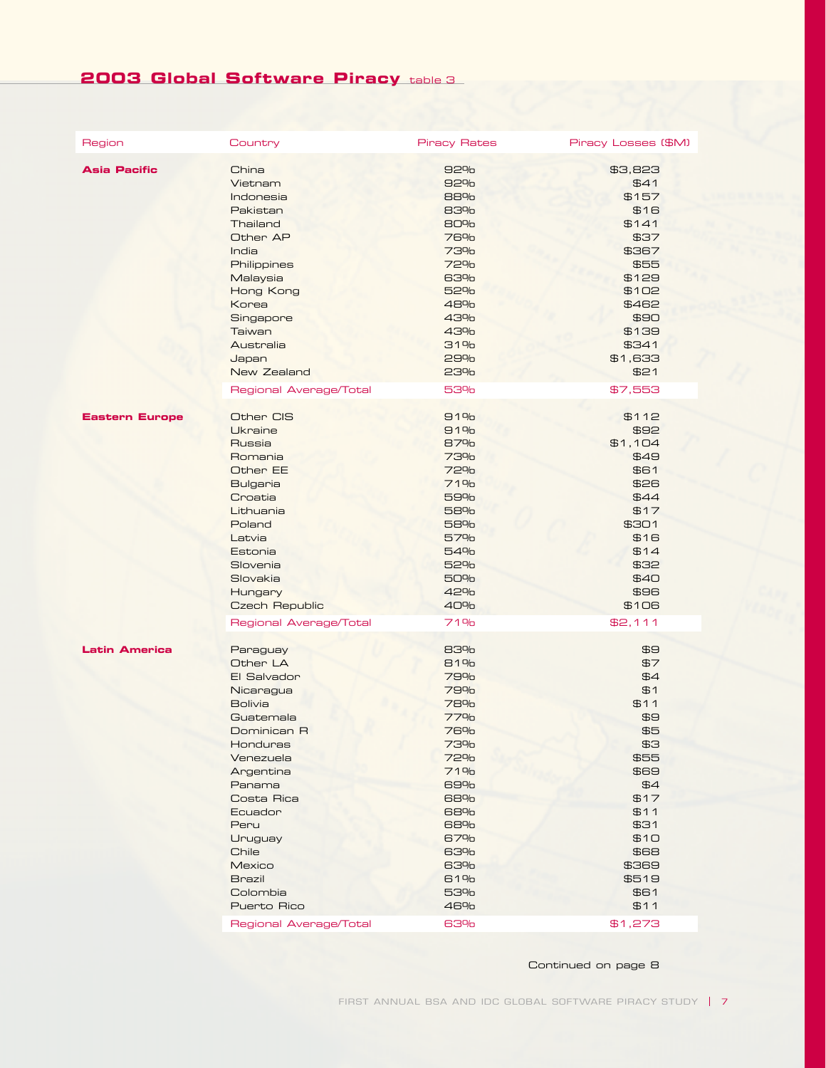## 2003 Global Software Piracy table 3

| Region | Country | Piracy Rates | Piracy Losses ($M) |
|---|---|---|---|
| **Asia Pacific** | China | 92% | $3,823 |
| | Vietnam | 92% | $41 |
| | Indonesia | 88% | $157 |
| | Pakistan | 83% | $16 |
| | Thailand | 80% | $141 |
| | Other AP | 76% | $37 |
| | India | 73% | $367 |
| | Philippines | 72% | $55 |
| | Malaysia | 63% | $129 |
| | Hong Kong | 52% | $102 |
| | Korea | 48% | $462 |
| | Singapore | 43% | $90 |
| | Taiwan | 43% | $139 |
| | Australia | 31% | $341 |
| | Japan | 29% | $1,633 |
| | New Zealand | 23% | $21 |
| | Regional Average/Total | 53% | $7,553 |
| **Eastern Europe** | Other CIS | 91% | $112 |
| | Ukraine | 91% | $92 |
| | Russia | 87% | $1,104 |
| | Romania | 73% | $49 |
| | Other EE | 72% | $61 |
| | Bulgaria | 71% | $26 |
| | Croatia | 59% | $44 |
| | Lithuania | 58% | $17 |
| | Poland | 58% | $301 |
| | Latvia | 57% | $16 |
| | Estonia | 54% | $14 |
| | Slovenia | 52% | $32 |
| | Slovakia | 50% | $40 |
| | Hungary | 42% | $96 |
| | Czech Republic | 40% | $106 |
| | Regional Average/Total | 71% | $2,111 |
| **Latin America** | Paraguay | 83% | $9 |
| | Other LA | 81% | $7 |
| | El Salvador | 79% | $4 |
| | Nicaragua | 79% | $1 |
| | Bolivia | 78% | $11 |
| | Guatemala | 77% | $9 |
| | Dominican R | 76% | $5 |
| | Honduras | 73% | $3 |
| | Venezuela | 72% | $55 |
| | Argentina | 71% | $69 |
| | Panama | 69% | $4 |
| | Costa Rica | 68% | $17 |
| | Ecuador | 68% | $11 |
| | Peru | 68% | $31 |
| | Uruguay | 67% | $10 |
| | Chile | 63% | $68 |
| | Mexico | 63% | $369 |
| | Brazil | 61% | $519 |
| | Colombia | 53% | $61 |
| | Puerto Rico | 46% | $11 |
| | Regional Average/Total | 63% | $1,273 |

Continued on page 8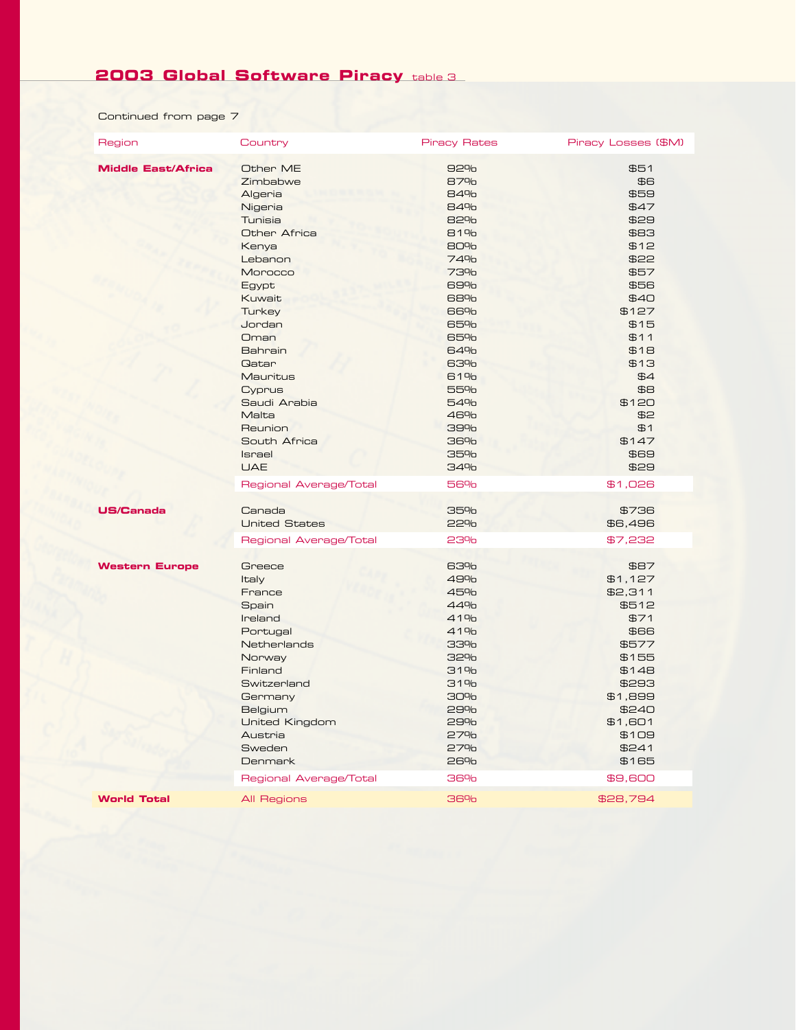## 2003 Global Software Piracy table 3

Continued from page 7

| Region | Country | Piracy Rates | Piracy Losses ($M) |
|---|---|---|---|
| **Middle East/Africa** | Other ME | 92% | $51 |
| | Zimbabwe | 87% | $6 |
| | Algeria | 84% | $59 |
| | Nigeria | 84% | $47 |
| | Tunisia | 82% | $29 |
| | Other Africa | 81% | $83 |
| | Kenya | 80% | $12 |
| | Lebanon | 74% | $22 |
| | Morocco | 73% | $57 |
| | Egypt | 69% | $56 |
| | Kuwait | 68% | $40 |
| | Turkey | 66% | $127 |
| | Jordan | 65% | $15 |
| | Oman | 65% | $11 |
| | Bahrain | 64% | $18 |
| | Qatar | 63% | $13 |
| | Mauritus | 61% | $4 |
| | Cyprus | 55% | $8 |
| | Saudi Arabia | 54% | $120 |
| | Malta | 46% | $2 |
| | Reunion | 39% | $1 |
| | South Africa | 36% | $147 |
| | Israel | 35% | $69 |
| | UAE | 34% | $29 |
| | Regional Average/Total | 56% | $1,026 |
| **US/Canada** | Canada | 35% | $736 |
| | United States | 22% | $6,496 |
| | Regional Average/Total | 23% | $7,232 |
| **Western Europe** | Greece | 63% | $87 |
| | Italy | 49% | $1,127 |
| | France | 45% | $2,311 |
| | Spain | 44% | $512 |
| | Ireland | 41% | $71 |
| | Portugal | 41% | $66 |
| | Netherlands | 33% | $577 |
| | Norway | 32% | $155 |
| | Finland | 31% | $148 |
| | Switzerland | 31% | $293 |
| | Germany | 30% | $1,899 |
| | Belgium | 29% | $240 |
| | United Kingdom | 29% | $1,601 |
| | Austria | 27% | $109 |
| | Sweden | 27% | $241 |
| | Denmark | 26% | $165 |
| | Regional Average/Total | 36% | $9,600 |
| **World Total** | All Regions | 36% | $28,794 |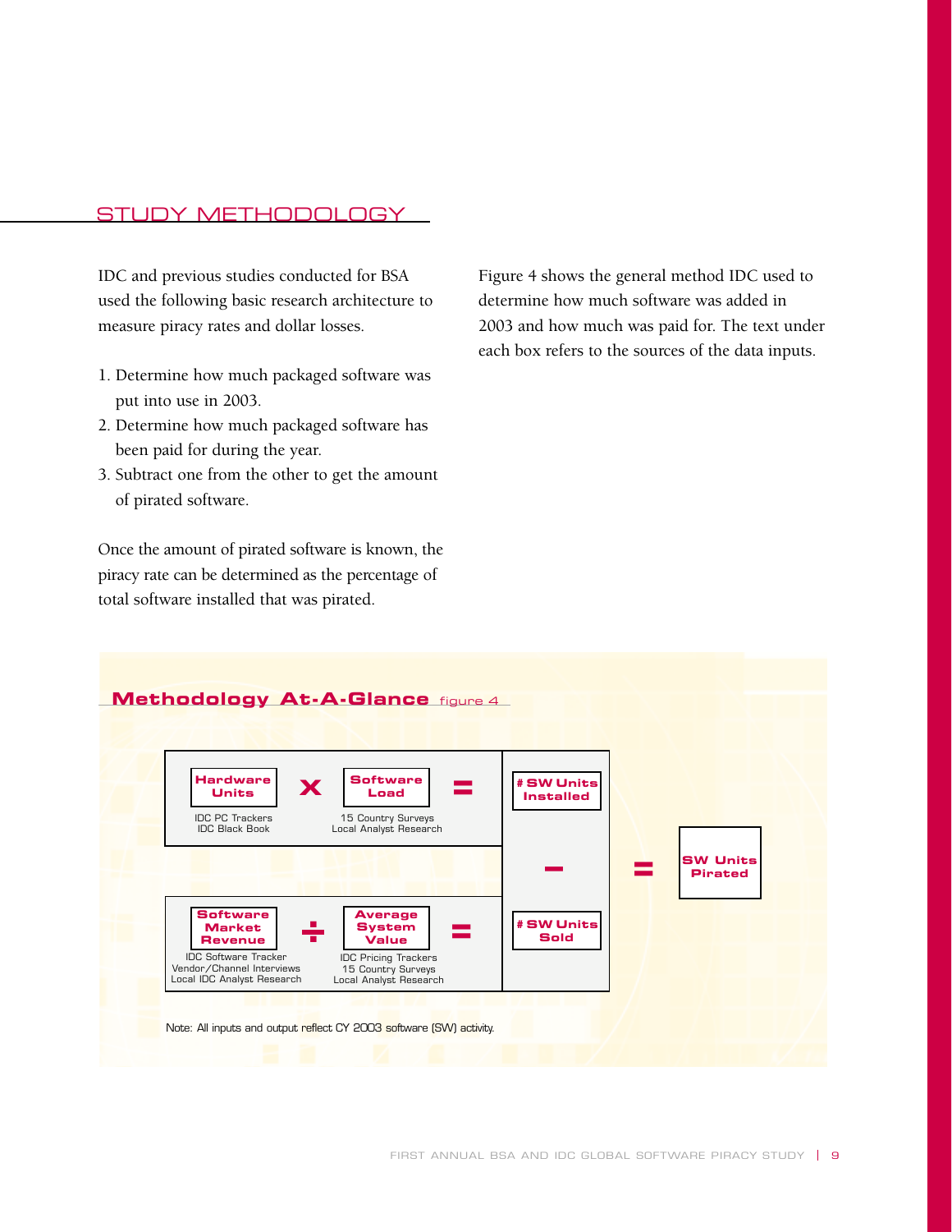## STUDY METHODOLOGY

IDC and previous studies conducted for BSA used the following basic research architecture to measure piracy rates and dollar losses.

1. Determine how much packaged software was put into use in 2003.
2. Determine how much packaged software has been paid for during the year.
3. Subtract one from the other to get the amount of pirated software.

Once the amount of pirated software is known, the piracy rate can be determined as the percentage of total software installed that was pirated.

Figure 4 shows the general method IDC used to determine how much software was added in 2003 and how much was paid for. The text under each box refers to the sources of the data inputs.

### Methodology At-A-Glance figure 4

**Hardware Units** (IDC PC Trackers, IDC Black Book) **x** **Software Load** (15 Country Surveys, Local Analyst Research) **=** **# SW Units Installed**

**−**

**Software Market Revenue** (IDC Software Tracker, Vendor/Channel Interviews, Local IDC Analyst Research) **÷** **Average System Value** (IDC Pricing Trackers, 15 Country Surveys, Local Analyst Research) **=** **# SW Units Sold**

**=** **SW Units Pirated**

Note: All inputs and output reflect CY 2003 software (SW) activity.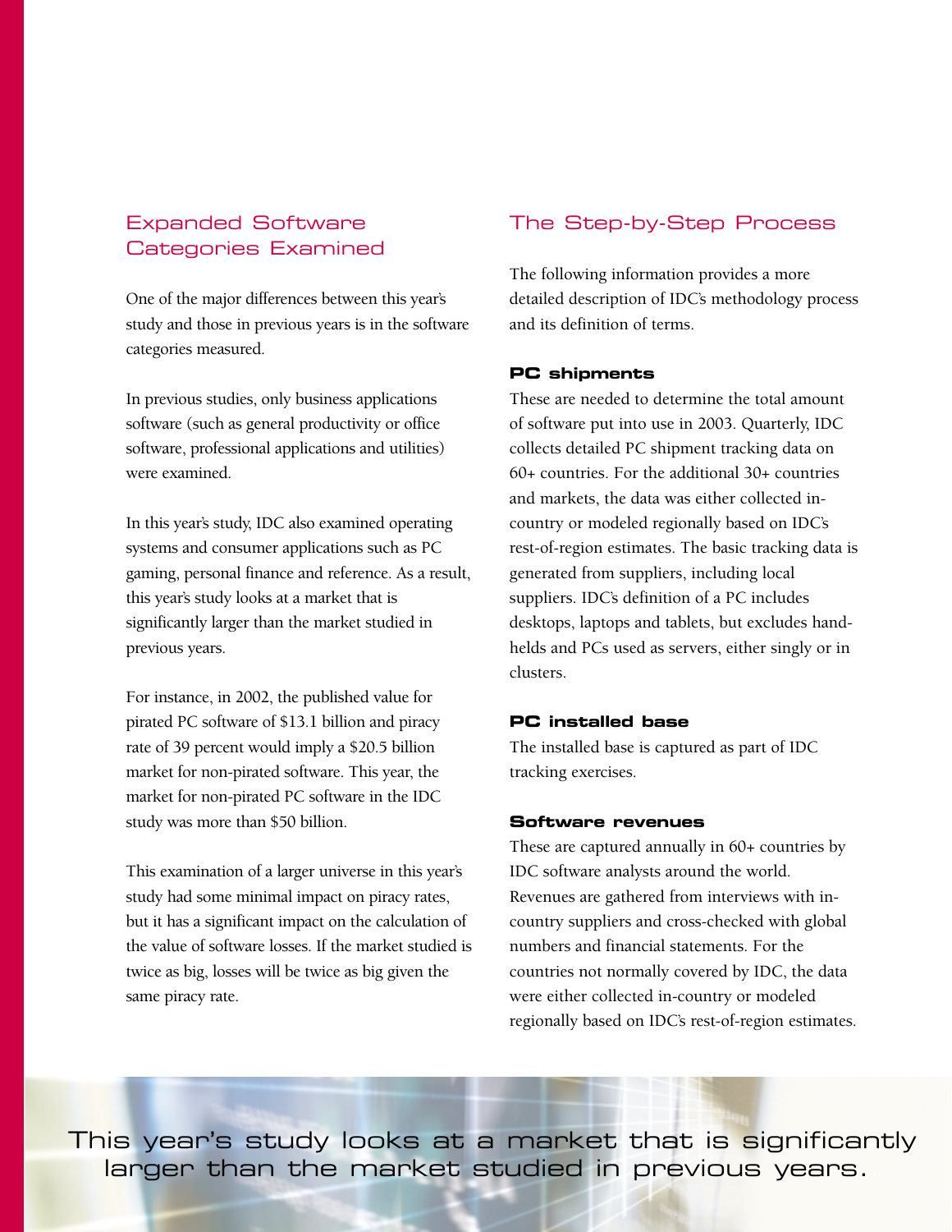## Expanded Software Categories Examined

One of the major differences between this year's study and those in previous years is in the software categories measured.

In previous studies, only business applications software (such as general productivity or office software, professional applications and utilities) were examined.

In this year's study, IDC also examined operating systems and consumer applications such as PC gaming, personal finance and reference. As a result, this year's study looks at a market that is significantly larger than the market studied in previous years.

For instance, in 2002, the published value for pirated PC software of $13.1 billion and piracy rate of 39 percent would imply a $20.5 billion market for non-pirated software. This year, the market for non-pirated PC software in the IDC study was more than $50 billion.

This examination of a larger universe in this year's study had some minimal impact on piracy rates, but it has a significant impact on the calculation of the value of software losses. If the market studied is twice as big, losses will be twice as big given the same piracy rate.

## The Step-by-Step Process

The following information provides a more detailed description of IDC's methodology process and its definition of terms.

**PC shipments**

These are needed to determine the total amount of software put into use in 2003. Quarterly, IDC collects detailed PC shipment tracking data on 60+ countries. For the additional 30+ countries and markets, the data was either collected in-country or modeled regionally based on IDC's rest-of-region estimates. The basic tracking data is generated from suppliers, including local suppliers. IDC's definition of a PC includes desktops, laptops and tablets, but excludes handhelds and PCs used as servers, either singly or in clusters.

**PC installed base**

The installed base is captured as part of IDC tracking exercises.

**Software revenues**

These are captured annually in 60+ countries by IDC software analysts around the world. Revenues are gathered from interviews with in-country suppliers and cross-checked with global numbers and financial statements. For the countries not normally covered by IDC, the data were either collected in-country or modeled regionally based on IDC's rest-of-region estimates.

This year's study looks at a market that is significantly larger than the market studied in previous years.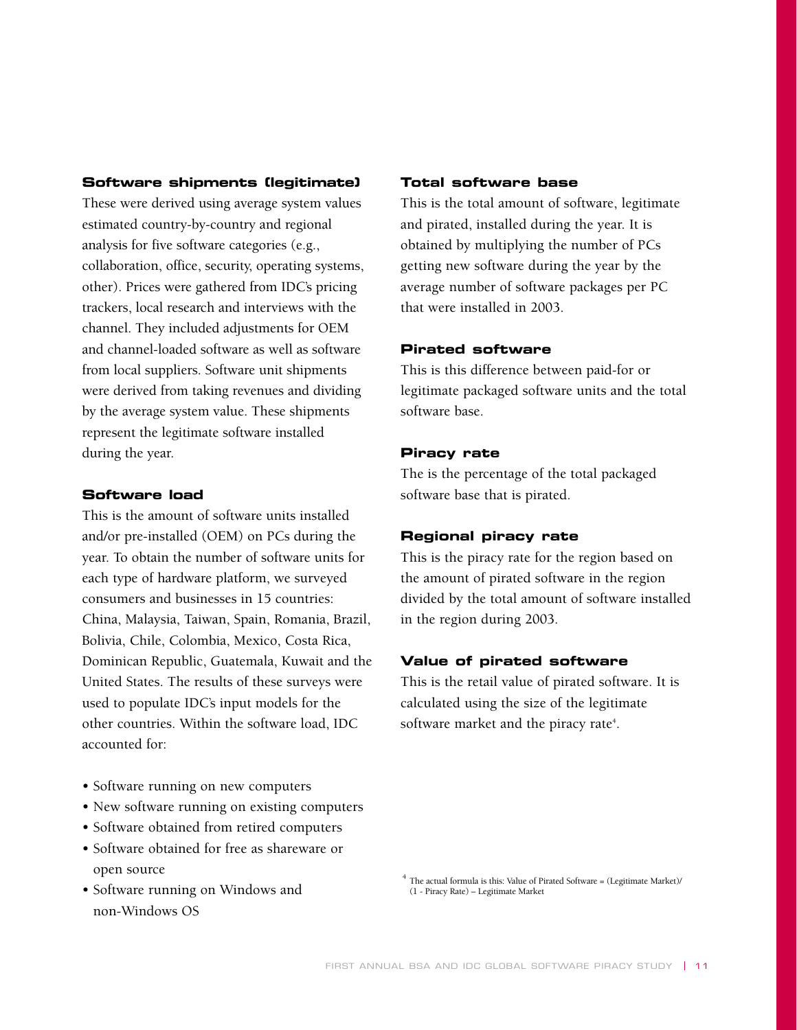### Software shipments (legitimate)

These were derived using average system values estimated country-by-country and regional analysis for five software categories (e.g., collaboration, office, security, operating systems, other). Prices were gathered from IDC's pricing trackers, local research and interviews with the channel. They included adjustments for OEM and channel-loaded software as well as software from local suppliers. Software unit shipments were derived from taking revenues and dividing by the average system value. These shipments represent the legitimate software installed during the year.

### Software load

This is the amount of software units installed and/or pre-installed (OEM) on PCs during the year. To obtain the number of software units for each type of hardware platform, we surveyed consumers and businesses in 15 countries: China, Malaysia, Taiwan, Spain, Romania, Brazil, Bolivia, Chile, Colombia, Mexico, Costa Rica, Dominican Republic, Guatemala, Kuwait and the United States. The results of these surveys were used to populate IDC's input models for the other countries. Within the software load, IDC accounted for:

- Software running on new computers
- New software running on existing computers
- Software obtained from retired computers
- Software obtained for free as shareware or open source
- Software running on Windows and non-Windows OS

### Total software base

This is the total amount of software, legitimate and pirated, installed during the year. It is obtained by multiplying the number of PCs getting new software during the year by the average number of software packages per PC that were installed in 2003.

### Pirated software

This is this difference between paid-for or legitimate packaged software units and the total software base.

### Piracy rate

The is the percentage of the total packaged software base that is pirated.

### Regional piracy rate

This is the piracy rate for the region based on the amount of pirated software in the region divided by the total amount of software installed in the region during 2003.

### Value of pirated software

This is the retail value of pirated software. It is calculated using the size of the legitimate software market and the piracy rate[4].

[4] The actual formula is this: Value of Pirated Software = (Legitimate Market)/(1 - Piracy Rate) – Legitimate Market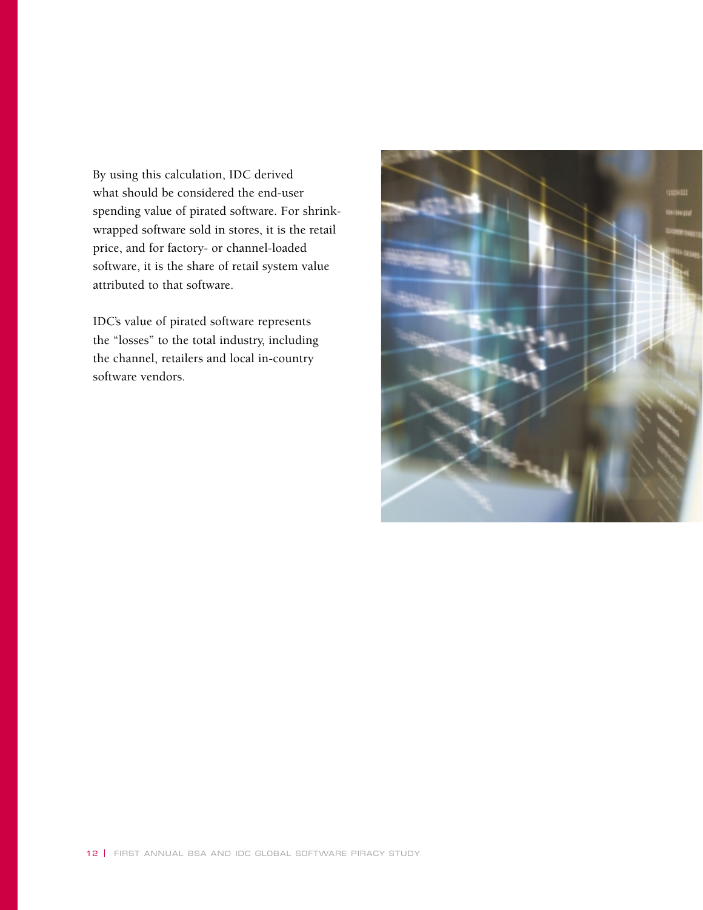By using this calculation, IDC derived what should be considered the end-user spending value of pirated software. For shrink-wrapped software sold in stores, it is the retail price, and for factory- or channel-loaded software, it is the share of retail system value attributed to that software.

IDC's value of pirated software represents the "losses" to the total industry, including the channel, retailers and local in-country software vendors.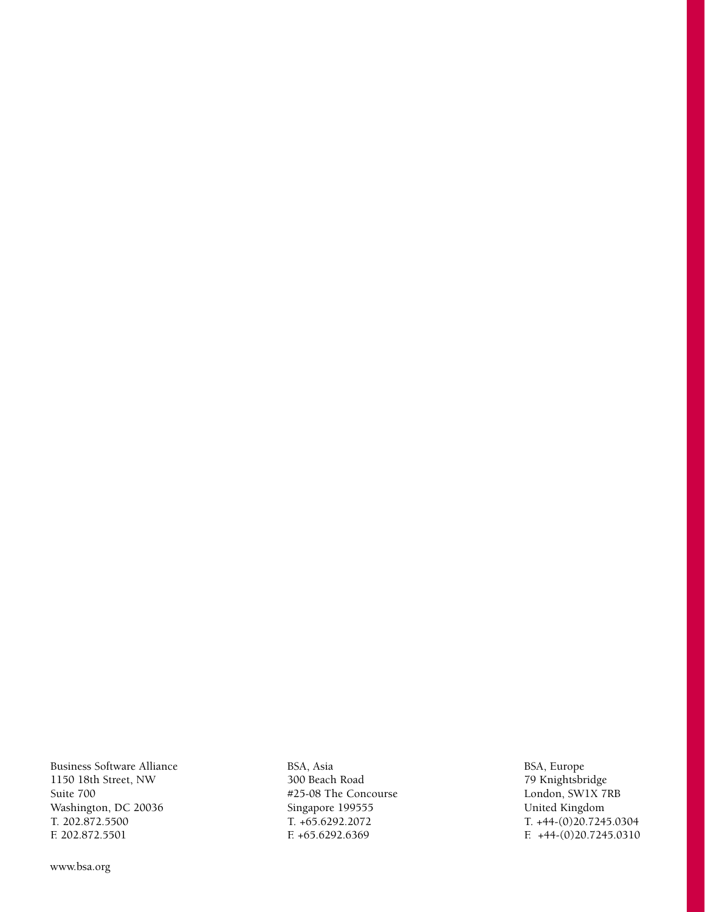Business Software Alliance
1150 18th Street, NW
Suite 700
Washington, DC 20036
T. 202.872.5500
F. 202.872.5501

BSA, Asia
300 Beach Road
#25-08 The Concourse
Singapore 199555
T. +65.6292.2072
F. +65.6292.6369

BSA, Europe
79 Knightsbridge
London, SW1X 7RB
United Kingdom
T. +44-(0)20.7245.0304
F. +44-(0)20.7245.0310

www.bsa.org